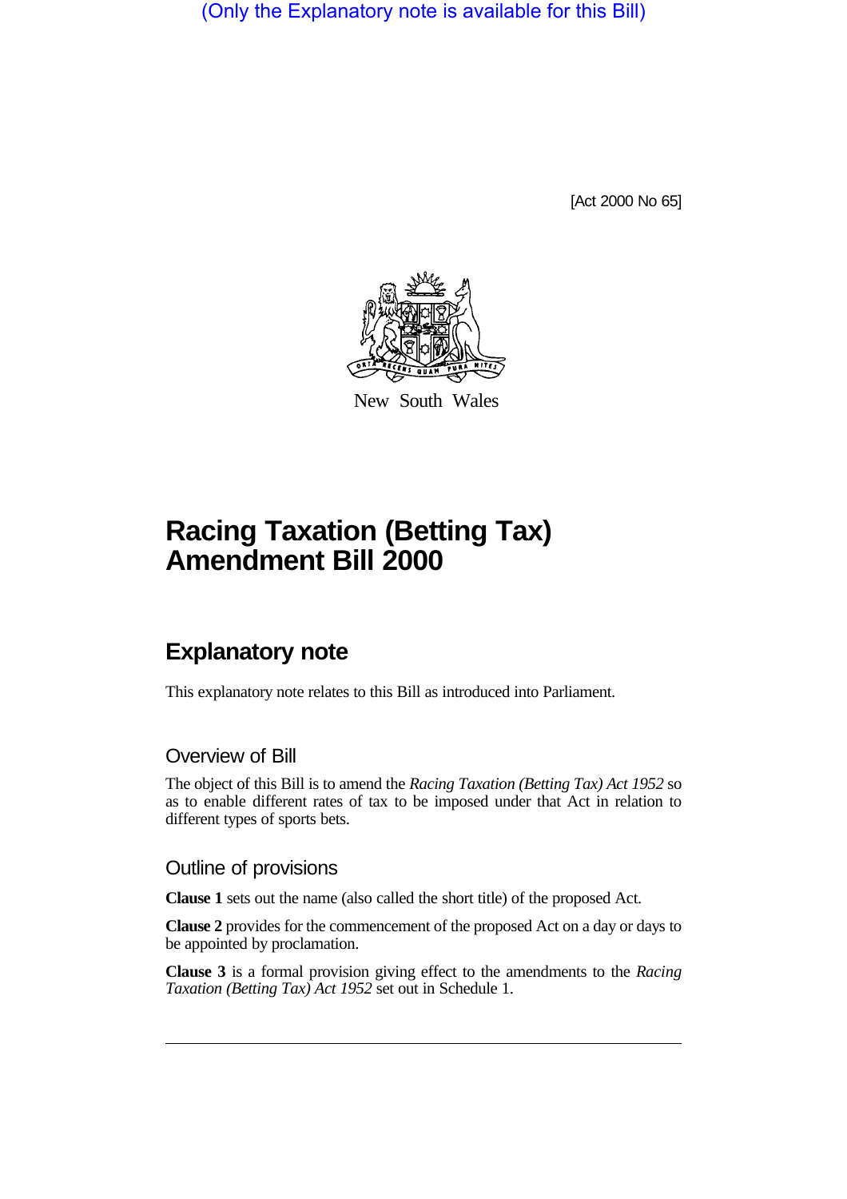(Only the Explanatory note is available for this Bill)

[Act 2000 No 65]

New South Wales

# Racing Taxation (Betting Tax) Amendment Bill 2000

## Explanatory note

This explanatory note relates to this Bill as introduced into Parliament.

### Overview of Bill

The object of this Bill is to amend the *Racing Taxation (Betting Tax) Act 1952* so as to enable different rates of tax to be imposed under that Act in relation to different types of sports bets.

### Outline of provisions

**Clause 1** sets out the name (also called the short title) of the proposed Act.

**Clause 2** provides for the commencement of the proposed Act on a day or days to be appointed by proclamation.

**Clause 3** is a formal provision giving effect to the amendments to the *Racing Taxation (Betting Tax) Act 1952* set out in Schedule 1.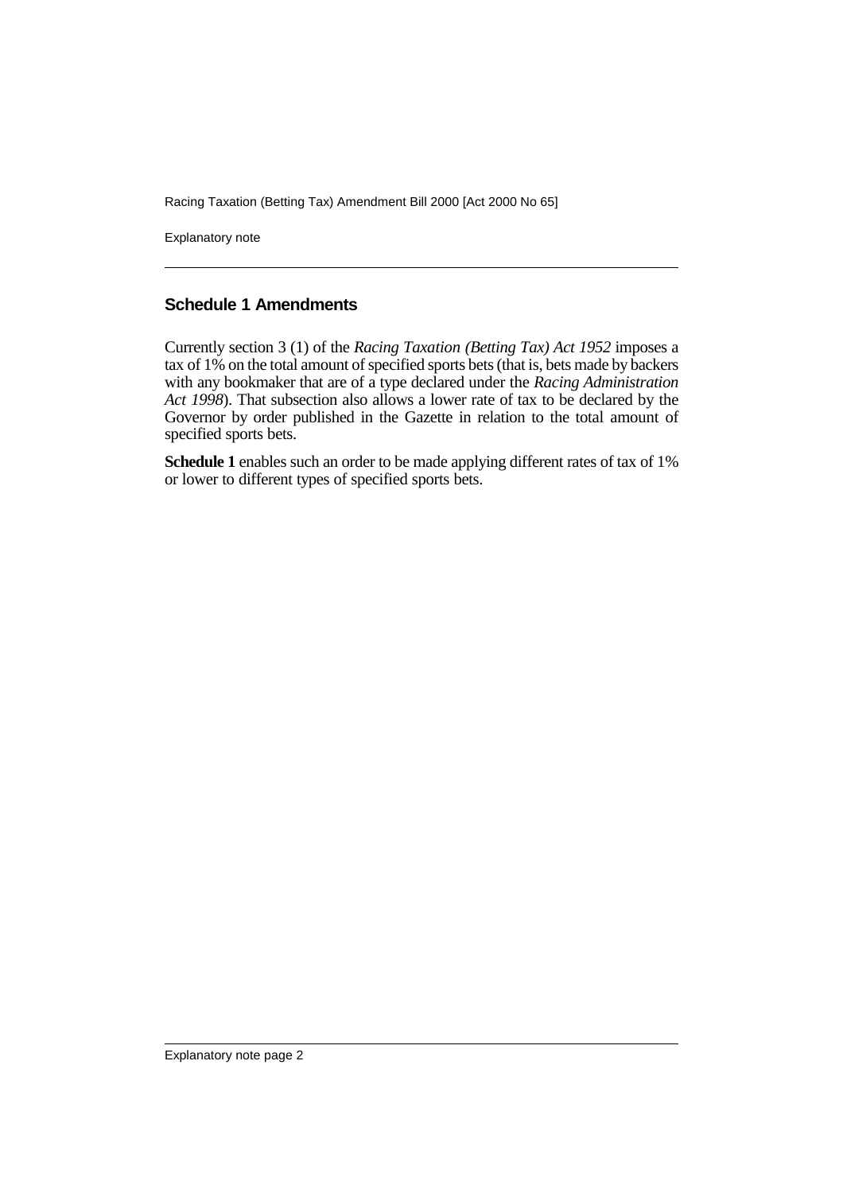## Schedule 1 Amendments

Currently section 3 (1) of the *Racing Taxation (Betting Tax) Act 1952* imposes a tax of 1% on the total amount of specified sports bets (that is, bets made by backers with any bookmaker that are of a type declared under the *Racing Administration Act 1998*). That subsection also allows a lower rate of tax to be declared by the Governor by order published in the Gazette in relation to the total amount of specified sports bets.

**Schedule 1** enables such an order to be made applying different rates of tax of 1% or lower to different types of specified sports bets.